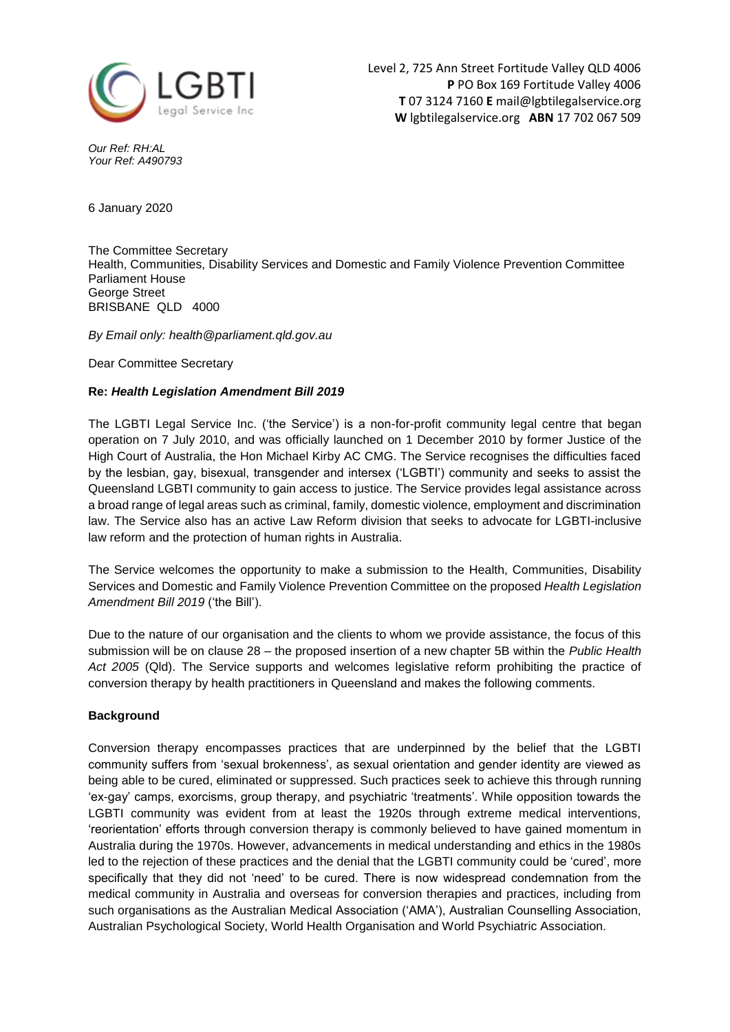Level 2, 725 Ann Street Fortitude Valley QLD 4006
**P** PO Box 169 Fortitude Valley 4006
**T** 07 3124 7160 **E** mail@lgbtilegalservice.org
**W** lgbtilegalservice.org **ABN** 17 702 067 509

*Our Ref: RH:AL*
*Your Ref: A490793*

6 January 2020

The Committee Secretary
Health, Communities, Disability Services and Domestic and Family Violence Prevention Committee
Parliament House
George Street
BRISBANE QLD 4000

*By Email only: health@parliament.qld.gov.au*

Dear Committee Secretary

**Re: *Health Legislation Amendment Bill 2019***

The LGBTI Legal Service Inc. ('the Service') is a non-for-profit community legal centre that began operation on 7 July 2010, and was officially launched on 1 December 2010 by former Justice of the High Court of Australia, the Hon Michael Kirby AC CMG. The Service recognises the difficulties faced by the lesbian, gay, bisexual, transgender and intersex ('LGBTI') community and seeks to assist the Queensland LGBTI community to gain access to justice. The Service provides legal assistance across a broad range of legal areas such as criminal, family, domestic violence, employment and discrimination law. The Service also has an active Law Reform division that seeks to advocate for LGBTI-inclusive law reform and the protection of human rights in Australia.

The Service welcomes the opportunity to make a submission to the Health, Communities, Disability Services and Domestic and Family Violence Prevention Committee on the proposed *Health Legislation Amendment Bill 2019* ('the Bill').

Due to the nature of our organisation and the clients to whom we provide assistance, the focus of this submission will be on clause 28 – the proposed insertion of a new chapter 5B within the *Public Health Act 2005* (Qld). The Service supports and welcomes legislative reform prohibiting the practice of conversion therapy by health practitioners in Queensland and makes the following comments.

**Background**

Conversion therapy encompasses practices that are underpinned by the belief that the LGBTI community suffers from 'sexual brokenness', as sexual orientation and gender identity are viewed as being able to be cured, eliminated or suppressed. Such practices seek to achieve this through running 'ex-gay' camps, exorcisms, group therapy, and psychiatric 'treatments'. While opposition towards the LGBTI community was evident from at least the 1920s through extreme medical interventions, 'reorientation' efforts through conversion therapy is commonly believed to have gained momentum in Australia during the 1970s. However, advancements in medical understanding and ethics in the 1980s led to the rejection of these practices and the denial that the LGBTI community could be 'cured', more specifically that they did not 'need' to be cured. There is now widespread condemnation from the medical community in Australia and overseas for conversion therapies and practices, including from such organisations as the Australian Medical Association ('AMA'), Australian Counselling Association, Australian Psychological Society, World Health Organisation and World Psychiatric Association.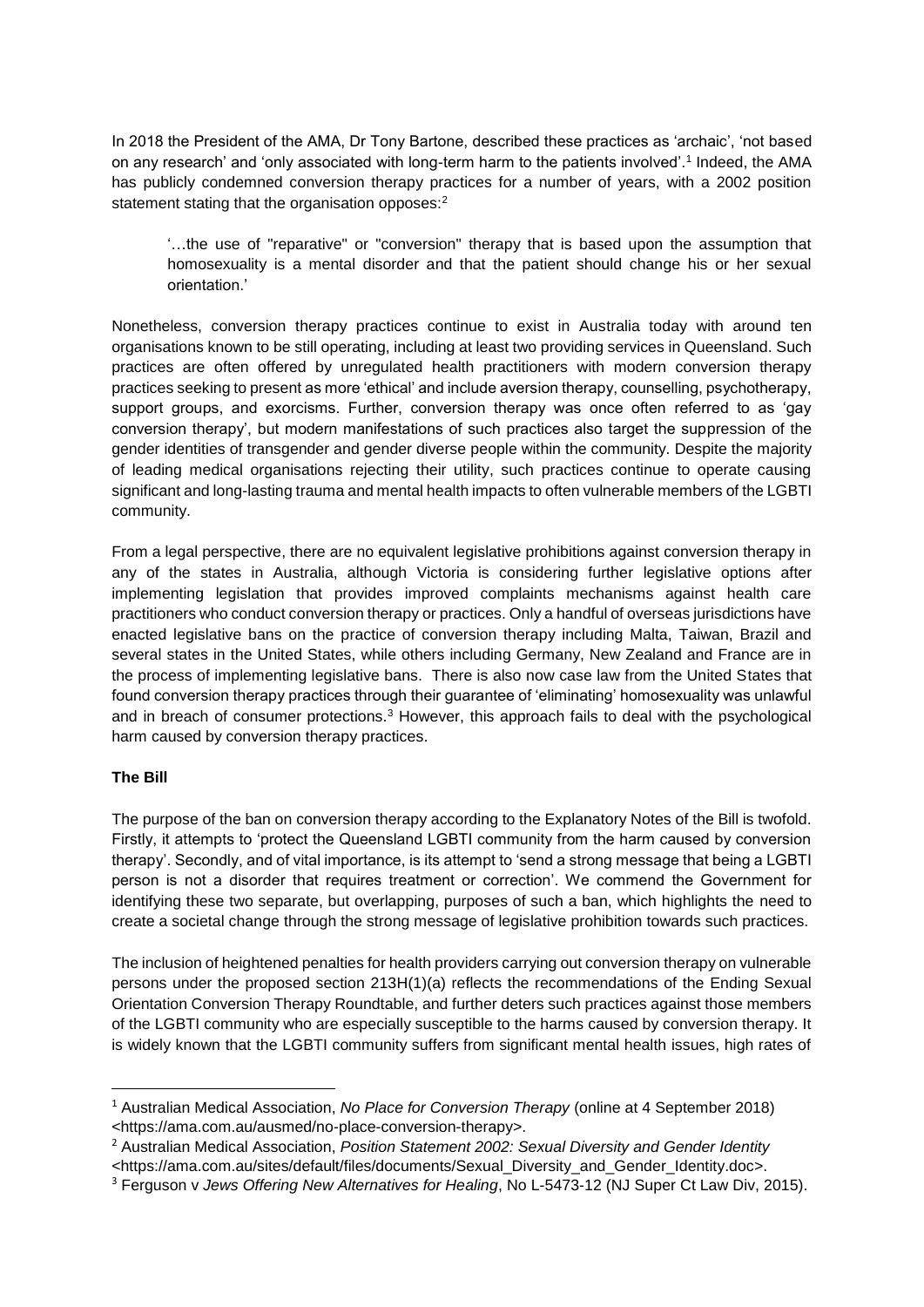In 2018 the President of the AMA, Dr Tony Bartone, described these practices as 'archaic', 'not based on any research' and 'only associated with long-term harm to the patients involved'.[1] Indeed, the AMA has publicly condemned conversion therapy practices for a number of years, with a 2002 position statement stating that the organisation opposes:[2]

> '…the use of "reparative" or "conversion" therapy that is based upon the assumption that homosexuality is a mental disorder and that the patient should change his or her sexual orientation.'

Nonetheless, conversion therapy practices continue to exist in Australia today with around ten organisations known to be still operating, including at least two providing services in Queensland. Such practices are often offered by unregulated health practitioners with modern conversion therapy practices seeking to present as more 'ethical' and include aversion therapy, counselling, psychotherapy, support groups, and exorcisms. Further, conversion therapy was once often referred to as 'gay conversion therapy', but modern manifestations of such practices also target the suppression of the gender identities of transgender and gender diverse people within the community. Despite the majority of leading medical organisations rejecting their utility, such practices continue to operate causing significant and long-lasting trauma and mental health impacts to often vulnerable members of the LGBTI community.

From a legal perspective, there are no equivalent legislative prohibitions against conversion therapy in any of the states in Australia, although Victoria is considering further legislative options after implementing legislation that provides improved complaints mechanisms against health care practitioners who conduct conversion therapy or practices. Only a handful of overseas jurisdictions have enacted legislative bans on the practice of conversion therapy including Malta, Taiwan, Brazil and several states in the United States, while others including Germany, New Zealand and France are in the process of implementing legislative bans. There is also now case law from the United States that found conversion therapy practices through their guarantee of 'eliminating' homosexuality was unlawful and in breach of consumer protections.[3] However, this approach fails to deal with the psychological harm caused by conversion therapy practices.

**The Bill**

The purpose of the ban on conversion therapy according to the Explanatory Notes of the Bill is twofold. Firstly, it attempts to 'protect the Queensland LGBTI community from the harm caused by conversion therapy'. Secondly, and of vital importance, is its attempt to 'send a strong message that being a LGBTI person is not a disorder that requires treatment or correction'. We commend the Government for identifying these two separate, but overlapping, purposes of such a ban, which highlights the need to create a societal change through the strong message of legislative prohibition towards such practices.

The inclusion of heightened penalties for health providers carrying out conversion therapy on vulnerable persons under the proposed section 213H(1)(a) reflects the recommendations of the Ending Sexual Orientation Conversion Therapy Roundtable, and further deters such practices against those members of the LGBTI community who are especially susceptible to the harms caused by conversion therapy. It is widely known that the LGBTI community suffers from significant mental health issues, high rates of

---

[1] Australian Medical Association, *No Place for Conversion Therapy* (online at 4 September 2018) <https://ama.com.au/ausmed/no-place-conversion-therapy>.

[2] Australian Medical Association, *Position Statement 2002: Sexual Diversity and Gender Identity* <https://ama.com.au/sites/default/files/documents/Sexual_Diversity_and_Gender_Identity.doc>.

[3] Ferguson v *Jews Offering New Alternatives for Healing*, No L-5473-12 (NJ Super Ct Law Div, 2015).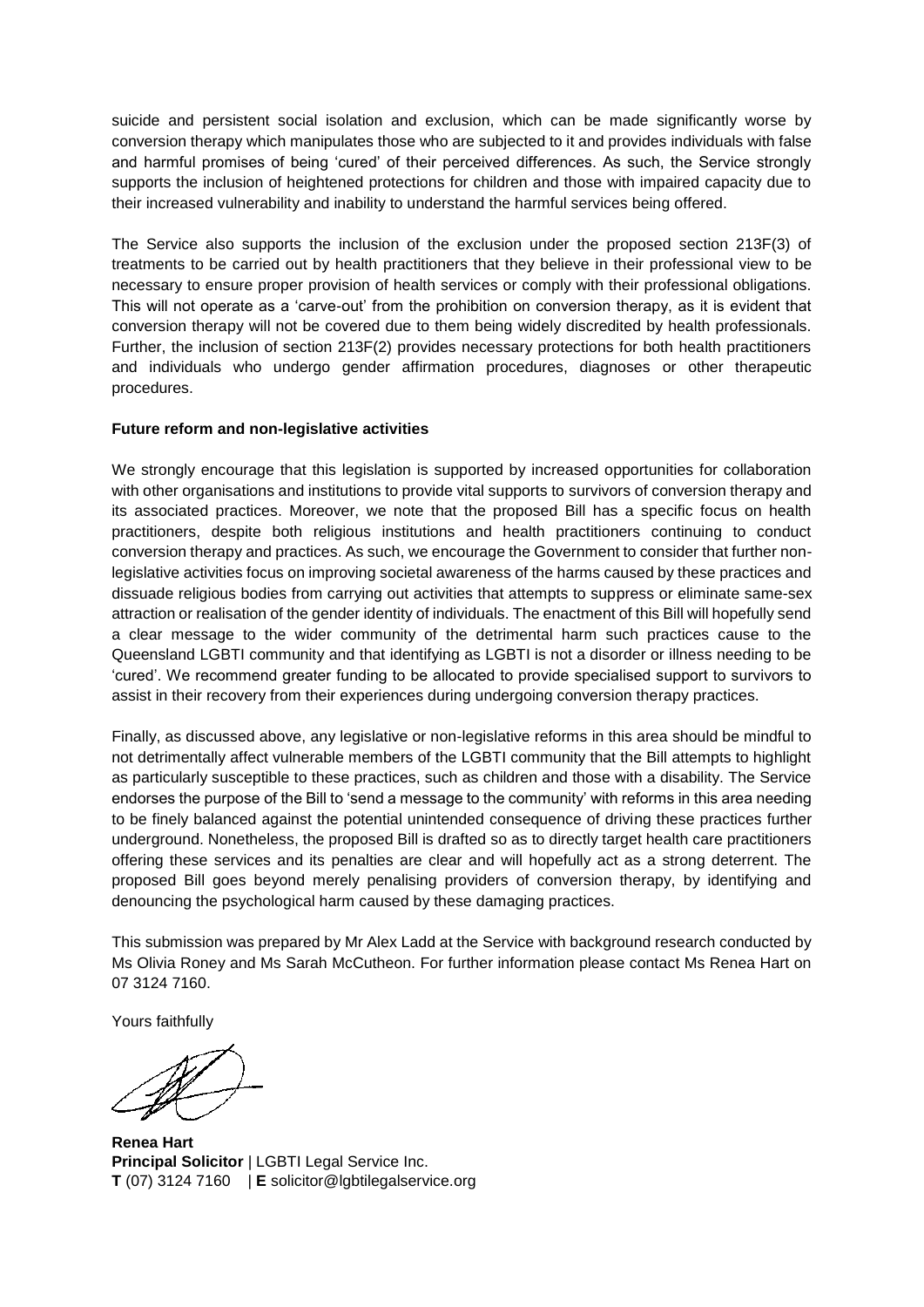suicide and persistent social isolation and exclusion, which can be made significantly worse by conversion therapy which manipulates those who are subjected to it and provides individuals with false and harmful promises of being 'cured' of their perceived differences. As such, the Service strongly supports the inclusion of heightened protections for children and those with impaired capacity due to their increased vulnerability and inability to understand the harmful services being offered.

The Service also supports the inclusion of the exclusion under the proposed section 213F(3) of treatments to be carried out by health practitioners that they believe in their professional view to be necessary to ensure proper provision of health services or comply with their professional obligations. This will not operate as a 'carve-out' from the prohibition on conversion therapy, as it is evident that conversion therapy will not be covered due to them being widely discredited by health professionals. Further, the inclusion of section 213F(2) provides necessary protections for both health practitioners and individuals who undergo gender affirmation procedures, diagnoses or other therapeutic procedures.

**Future reform and non-legislative activities**

We strongly encourage that this legislation is supported by increased opportunities for collaboration with other organisations and institutions to provide vital supports to survivors of conversion therapy and its associated practices. Moreover, we note that the proposed Bill has a specific focus on health practitioners, despite both religious institutions and health practitioners continuing to conduct conversion therapy and practices. As such, we encourage the Government to consider that further non-legislative activities focus on improving societal awareness of the harms caused by these practices and dissuade religious bodies from carrying out activities that attempts to suppress or eliminate same-sex attraction or realisation of the gender identity of individuals. The enactment of this Bill will hopefully send a clear message to the wider community of the detrimental harm such practices cause to the Queensland LGBTI community and that identifying as LGBTI is not a disorder or illness needing to be 'cured'. We recommend greater funding to be allocated to provide specialised support to survivors to assist in their recovery from their experiences during undergoing conversion therapy practices.

Finally, as discussed above, any legislative or non-legislative reforms in this area should be mindful to not detrimentally affect vulnerable members of the LGBTI community that the Bill attempts to highlight as particularly susceptible to these practices, such as children and those with a disability. The Service endorses the purpose of the Bill to 'send a message to the community' with reforms in this area needing to be finely balanced against the potential unintended consequence of driving these practices further underground. Nonetheless, the proposed Bill is drafted so as to directly target health care practitioners offering these services and its penalties are clear and will hopefully act as a strong deterrent. The proposed Bill goes beyond merely penalising providers of conversion therapy, by identifying and denouncing the psychological harm caused by these damaging practices.

This submission was prepared by Mr Alex Ladd at the Service with background research conducted by Ms Olivia Roney and Ms Sarah McCutheon. For further information please contact Ms Renea Hart on 07 3124 7160.

Yours faithfully

**Renea Hart**
**Principal Solicitor** | LGBTI Legal Service Inc.
**T** (07) 3124 7160 | **E** solicitor@lgbtilegalservice.org